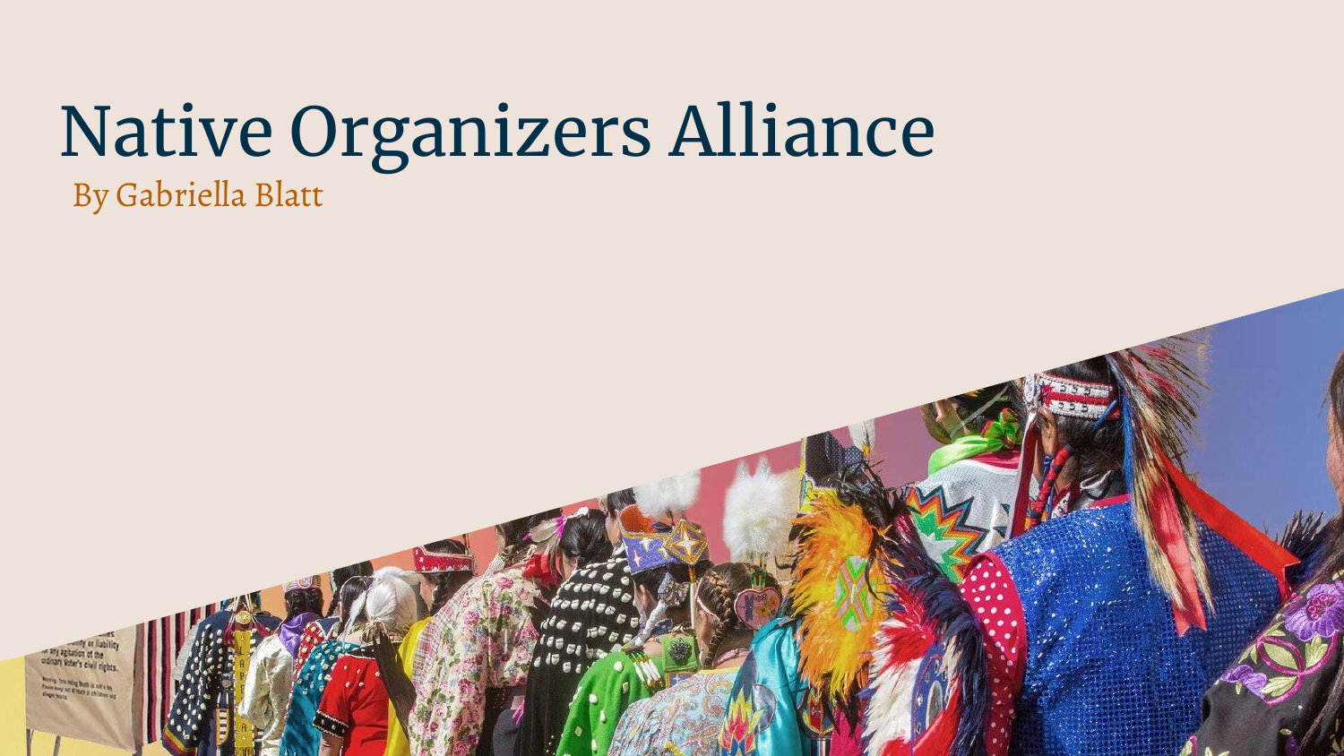# Native Organizers Alliance

By Gabriella Blatt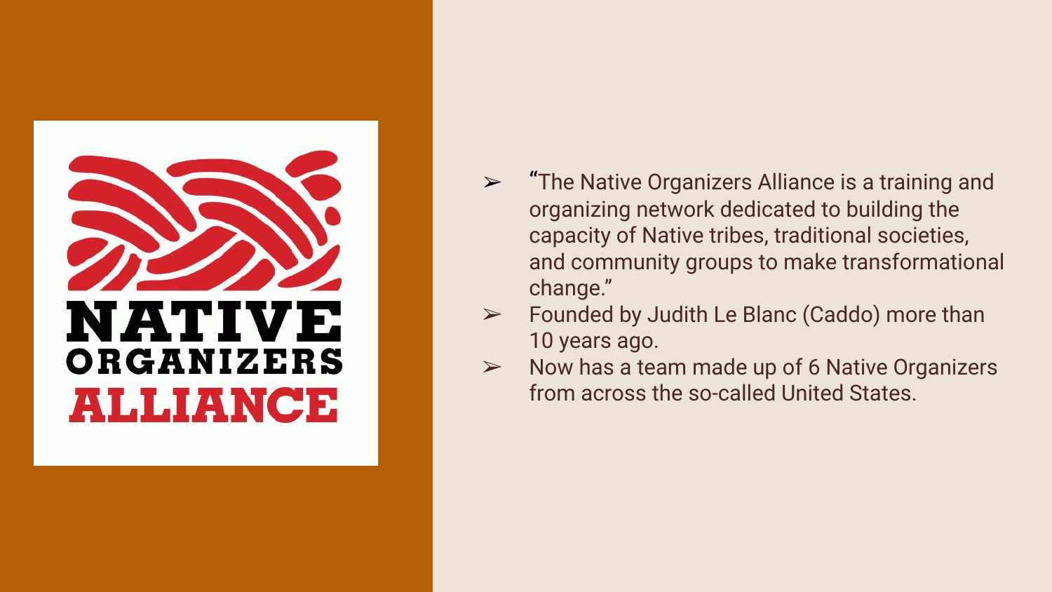NATIVE ORGANIZERS ALLIANCE

- "The Native Organizers Alliance is a training and organizing network dedicated to building the capacity of Native tribes, traditional societies, and community groups to make transformational change."
- Founded by Judith Le Blanc (Caddo) more than 10 years ago.
- Now has a team made up of 6 Native Organizers from across the so-called United States.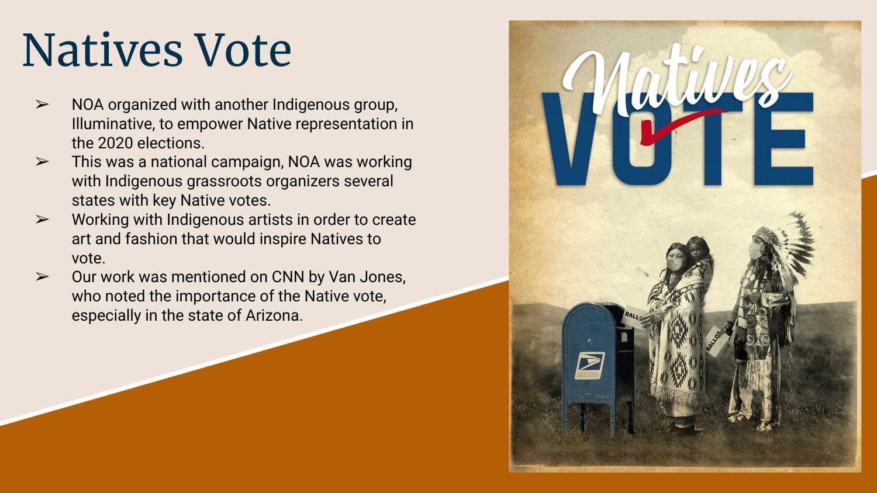# Natives Vote

- NOA organized with another Indigenous group, Illuminative, to empower Native representation in the 2020 elections.
- This was a national campaign, NOA was working with Indigenous grassroots organizers several states with key Native votes.
- Working with Indigenous artists in order to create art and fashion that would inspire Natives to vote.
- Our work was mentioned on CNN by Van Jones, who noted the importance of the Native vote, especially in the state of Arizona.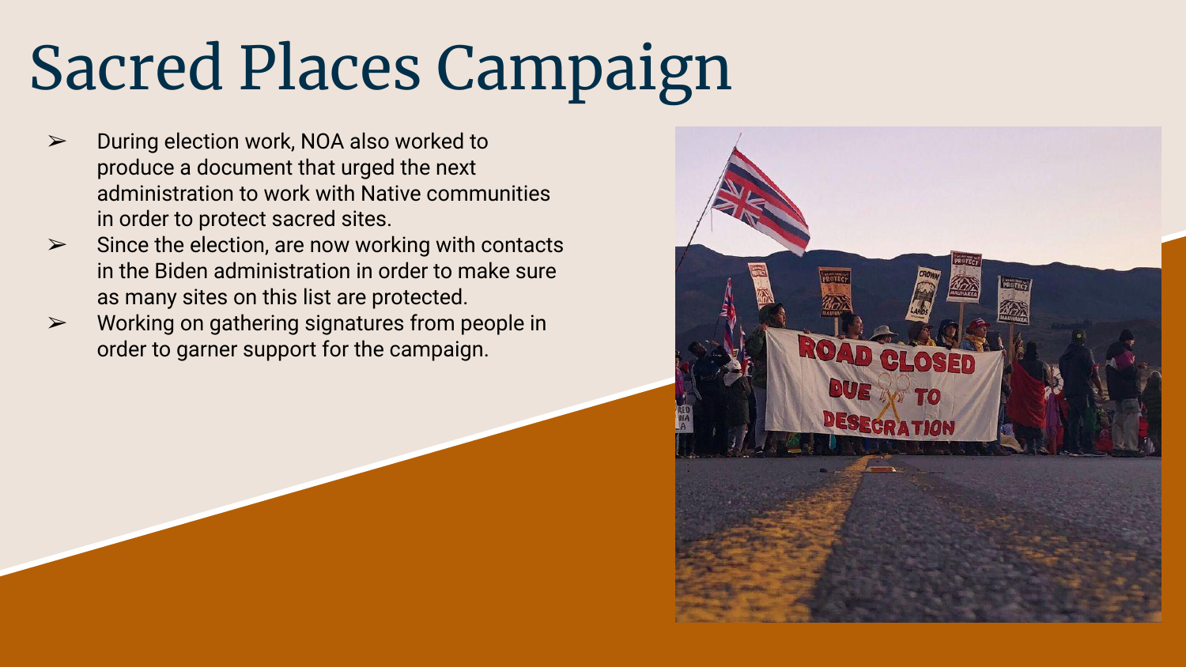# Sacred Places Campaign

- During election work, NOA also worked to produce a document that urged the next administration to work with Native communities in order to protect sacred sites.
- Since the election, are now working with contacts in the Biden administration in order to make sure as many sites on this list are protected.
- Working on gathering signatures from people in order to garner support for the campaign.